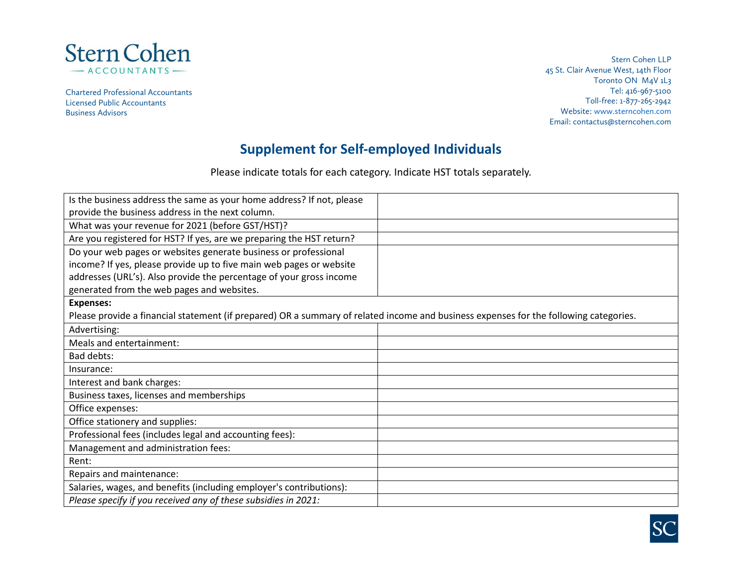Stern Cohen
ACCOUNTANTS

Chartered Professional Accountants
Licensed Public Accountants
Business Advisors

Stern Cohen LLP
45 St. Clair Avenue West, 14th Floor
Toronto ON M4V 1L3
Tel: 416-967-5100
Toll-free: 1-877-265-2942
Website: www.sterncohen.com
Email: contactus@sterncohen.com

# Supplement for Self-employed Individuals

Please indicate totals for each category. Indicate HST totals separately.

| | |
|---|---|
| Is the business address the same as your home address? If not, please provide the business address in the next column. | |
| What was your revenue for 2021 (before GST/HST)? | |
| Are you registered for HST? If yes, are we preparing the HST return? | |
| Do your web pages or websites generate business or professional income? If yes, please provide up to five main web pages or website addresses (URL's). Also provide the percentage of your gross income generated from the web pages and websites. | |
| **Expenses:** Please provide a financial statement (if prepared) OR a summary of related income and business expenses for the following categories. | |
| Advertising: | |
| Meals and entertainment: | |
| Bad debts: | |
| Insurance: | |
| Interest and bank charges: | |
| Business taxes, licenses and memberships | |
| Office expenses: | |
| Office stationery and supplies: | |
| Professional fees (includes legal and accounting fees): | |
| Management and administration fees: | |
| Rent: | |
| Repairs and maintenance: | |
| Salaries, wages, and benefits (including employer's contributions): | |
| *Please specify if you received any of these subsidies in 2021:* | |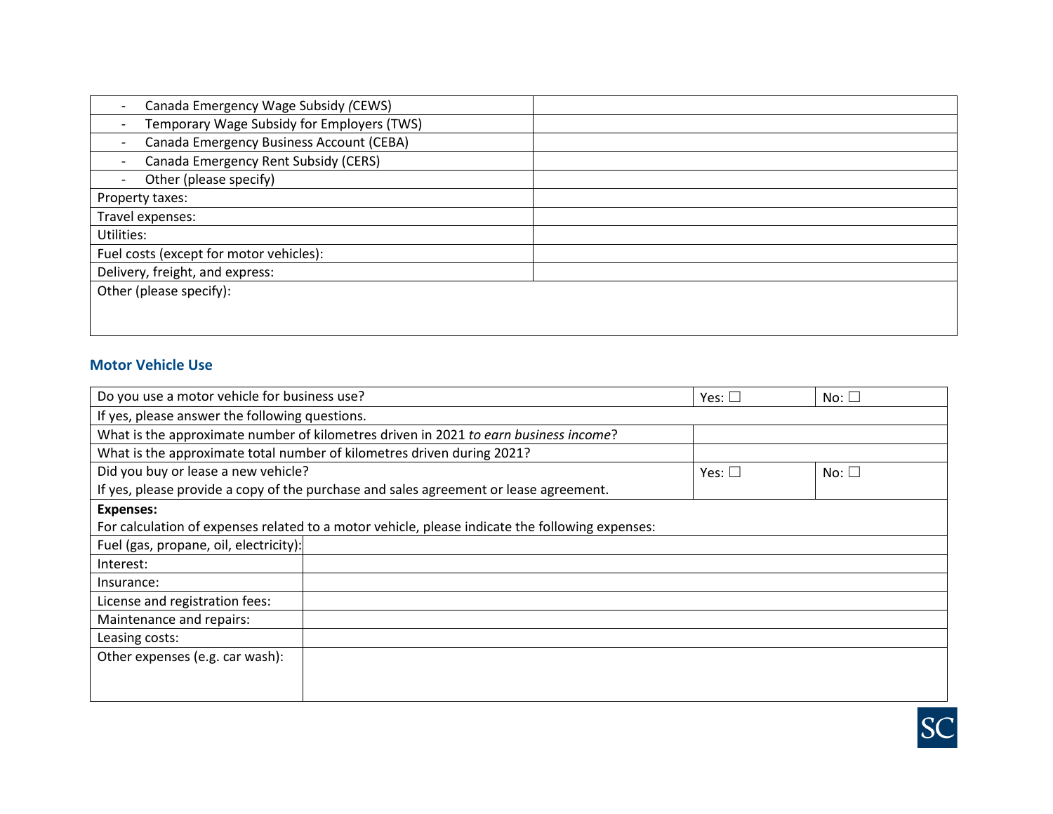| | |
|---|---|
| - Canada Emergency Wage Subsidy (CEWS) | |
| - Temporary Wage Subsidy for Employers (TWS) | |
| - Canada Emergency Business Account (CEBA) | |
| - Canada Emergency Rent Subsidy (CERS) | |
| - Other (please specify) | |
| Property taxes: | |
| Travel expenses: | |
| Utilities: | |
| Fuel costs (except for motor vehicles): | |
| Delivery, freight, and express: | |
| Other (please specify): | |

## Motor Vehicle Use

| | | |
|---|---|---|
| Do you use a motor vehicle for business use? | Yes: ☐ | No: ☐ |
| If yes, please answer the following questions. | | |
| What is the approximate number of kilometres driven in 2021 *to earn business income*? | | |
| What is the approximate total number of kilometres driven during 2021? | | |
| Did you buy or lease a new vehicle?<br>If yes, please provide a copy of the purchase and sales agreement or lease agreement. | Yes: ☐ | No: ☐ |

**Expenses:**
For calculation of expenses related to a motor vehicle, please indicate the following expenses:

| | |
|---|---|
| Fuel (gas, propane, oil, electricity): | |
| Interest: | |
| Insurance: | |
| License and registration fees: | |
| Maintenance and repairs: | |
| Leasing costs: | |
| Other expenses (e.g. car wash): | |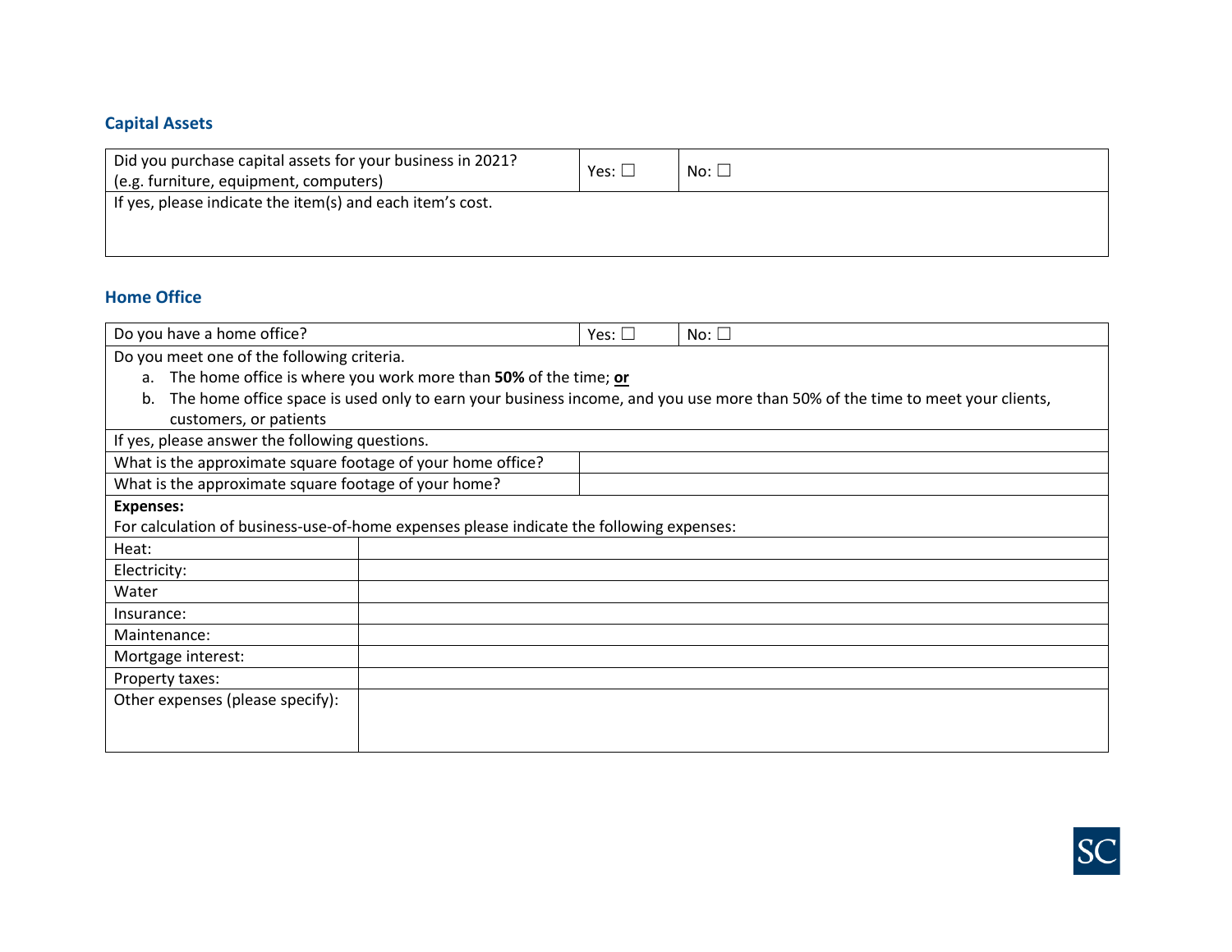## Capital Assets

| | | |
|---|---|---|
| Did you purchase capital assets for your business in 2021? (e.g. furniture, equipment, computers) | Yes: ☐ | No: ☐ |
| If yes, please indicate the item(s) and each item's cost. | | |

## Home Office

| | | |
|---|---|---|
| Do you have a home office? | Yes: ☐ | No: ☐ |
| Do you meet one of the following criteria.<br>a. The home office is where you work more than **50%** of the time; **or**<br>b. The home office space is used only to earn your business income, and you use more than 50% of the time to meet your clients, customers, or patients | | |
| If yes, please answer the following questions. | | |
| What is the approximate square footage of your home office? | | |
| What is the approximate square footage of your home? | | |

| | |
|---|---|
| **Expenses:**<br>For calculation of business-use-of-home expenses please indicate the following expenses: | |
| Heat: | |
| Electricity: | |
| Water | |
| Insurance: | |
| Maintenance: | |
| Mortgage interest: | |
| Property taxes: | |
| Other expenses (please specify): | |